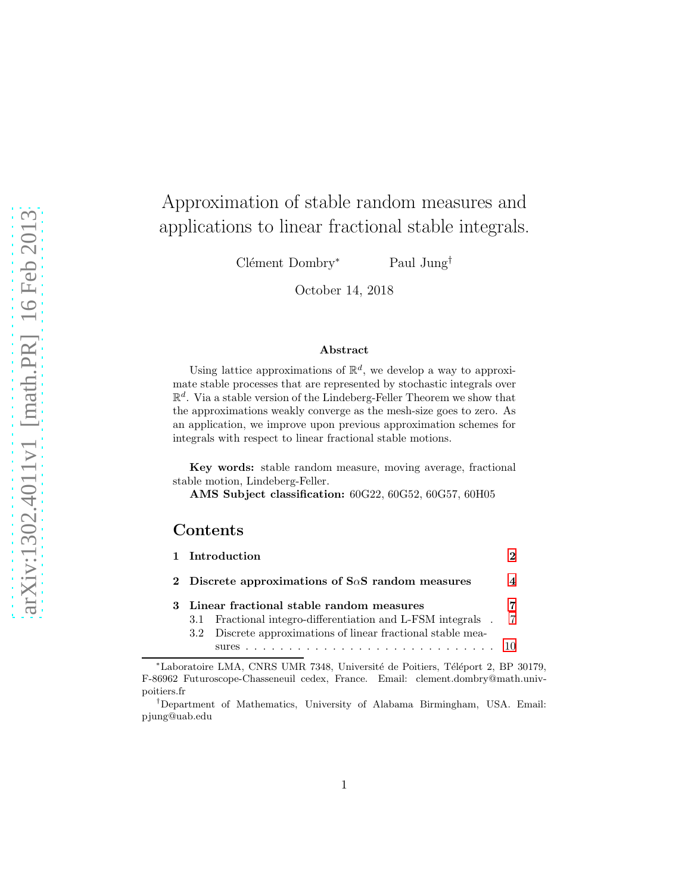# Approximation of stable random measures and applications to linear fractional stable integrals.

Clément Dombry[*] Paul Jung[†]

October 14, 2018

**Abstract**

Using lattice approximations of $\mathbb{R}^d$, we develop a way to approximate stable processes that are represented by stochastic integrals over $\mathbb{R}^d$. Via a stable version of the Lindeberg-Feller Theorem we show that the approximations weakly converge as the mesh-size goes to zero. As an application, we improve upon previous approximation schemes for integrals with respect to linear fractional stable motions.

**Key words:** stable random measure, moving average, fractional stable motion, Lindeberg-Feller.

**AMS Subject classification:** 60G22, 60G52, 60G57, 60H05

## Contents

1 Introduction — 2

2 Discrete approximations of S$\alpha$S random measures — 4

3 Linear fractional stable random measures — 7

3.1 Fractional integro-differentiation and L-FSM integrals — 7

3.2 Discrete approximations of linear fractional stable measures — 10

---

[*]Laboratoire LMA, CNRS UMR 7348, Université de Poitiers, Téléport 2, BP 30179, F-86962 Futuroscope-Chasseneuil cedex, France. Email: clement.dombry@math.univ-poitiers.fr

[†]Department of Mathematics, University of Alabama Birmingham, USA. Email: pjung@uab.edu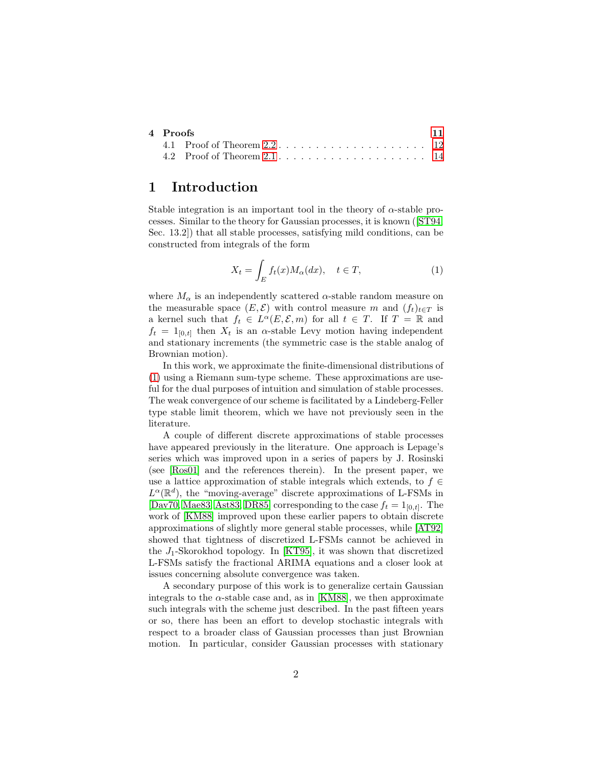4 Proofs 11
  4.1 Proof of Theorem 2.2 . . . . . . . . . . . . . . . . . . . . 12
  4.2 Proof of Theorem 2.1 . . . . . . . . . . . . . . . . . . . . 14

# 1 Introduction

Stable integration is an important tool in the theory of $\alpha$-stable processes. Similar to the theory for Gaussian processes, it is known ([ST94, Sec. 13.2]) that all stable processes, satisfying mild conditions, can be constructed from integrals of the form

$$X_t = \int_E f_t(x) M_\alpha(dx), \quad t \in T, \tag{1}$$

where $M_\alpha$ is an independently scattered $\alpha$-stable random measure on the measurable space $(E, \mathcal{E})$ with control measure $m$ and $(f_t)_{t\in T}$ is a kernel such that $f_t \in L^\alpha(E, \mathcal{E}, m)$ for all $t \in T$. If $T = \mathbb{R}$ and $f_t = 1_{[0,t]}$ then $X_t$ is an $\alpha$-stable Levy motion having independent and stationary increments (the symmetric case is the stable analog of Brownian motion).

In this work, we approximate the finite-dimensional distributions of (1) using a Riemann sum-type scheme. These approximations are useful for the dual purposes of intuition and simulation of stable processes. The weak convergence of our scheme is facilitated by a Lindeberg-Feller type stable limit theorem, which we have not previously seen in the literature.

A couple of different discrete approximations of stable processes have appeared previously in the literature. One approach is Lepage's series which was improved upon in a series of papers by J. Rosinski (see [Ros01] and the references therein). In the present paper, we use a lattice approximation of stable integrals which extends, to $f \in L^\alpha(\mathbb{R}^d)$, the "moving-average" discrete approximations of L-FSMs in [Dav70, Mae83, Ast83, DR85] corresponding to the case $f_t = 1_{[0,t]}$. The work of [KM88] improved upon these earlier papers to obtain discrete approximations of slightly more general stable processes, while [AT92] showed that tightness of discretized L-FSMs cannot be achieved in the $J_1$-Skorokhod topology. In [KT95], it was shown that discretized L-FSMs satisfy the fractional ARIMA equations and a closer look at issues concerning absolute convergence was taken.

A secondary purpose of this work is to generalize certain Gaussian integrals to the $\alpha$-stable case and, as in [KM88], we then approximate such integrals with the scheme just described. In the past fifteen years or so, there has been an effort to develop stochastic integrals with respect to a broader class of Gaussian processes than just Brownian motion. In particular, consider Gaussian processes with stationary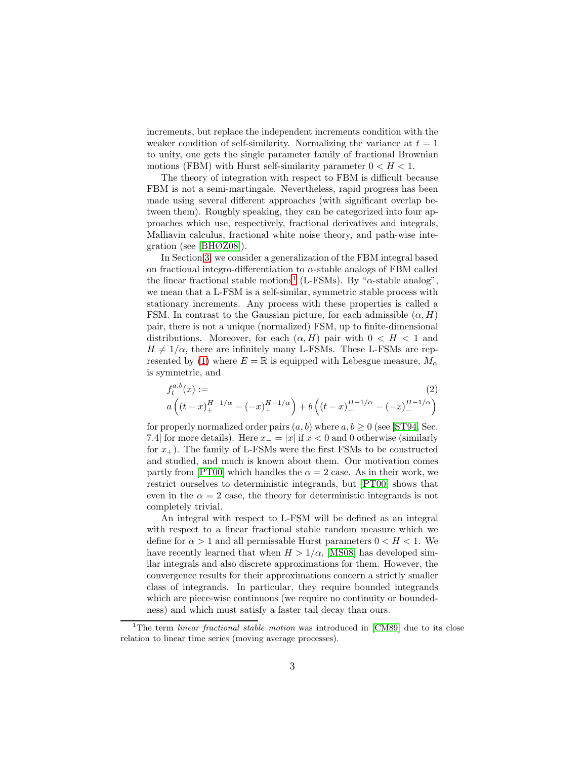increments, but replace the independent increments condition with the weaker condition of self-similarity. Normalizing the variance at $t = 1$ to unity, one gets the single parameter family of fractional Brownian motions (FBM) with Hurst self-similarity parameter $0 < H < 1$.

The theory of integration with respect to FBM is difficult because FBM is not a semi-martingale. Nevertheless, rapid progress has been made using several different approaches (with significant overlap between them). Roughly speaking, they can be categorized into four approaches which use, respectively, fractional derivatives and integrals, Malliavin calculus, fractional white noise theory, and path-wise integration (see [BHØZ08]).

In Section 3, we consider a generalization of the FBM integral based on fractional integro-differentiation to $\alpha$-stable analogs of FBM called the linear fractional stable motions[1] (L-FSMs). By "$\alpha$-stable analog", we mean that a L-FSM is a self-similar, symmetric stable process with stationary increments. Any process with these properties is called a FSM. In contrast to the Gaussian picture, for each admissible $(\alpha, H)$ pair, there is not a unique (normalized) FSM, up to finite-dimensional distributions. Moreover, for each $(\alpha, H)$ pair with $0 < H < 1$ and $H \neq 1/\alpha$, there are infinitely many L-FSMs. These L-FSMs are represented by (1) where $E = \mathbb{R}$ is equipped with Lebesgue measure, $M_\alpha$ is symmetric, and

$$f_t^{a,b}(x) := \tag{2}$$
$$a\left((t-x)_+^{H-1/\alpha} - (-x)_+^{H-1/\alpha}\right) + b\left((t-x)_-^{H-1/\alpha} - (-x)_-^{H-1/\alpha}\right)$$

for properly normalized order pairs $(a, b)$ where $a, b \geq 0$ (see [ST94, Sec. 7.4] for more details). Here $x_- = |x|$ if $x < 0$ and 0 otherwise (similarly for $x_+$). The family of L-FSMs were the first FSMs to be constructed and studied, and much is known about them. Our motivation comes partly from [PT00] which handles the $\alpha = 2$ case. As in their work, we restrict ourselves to deterministic integrands, but [PT00] shows that even in the $\alpha = 2$ case, the theory for deterministic integrands is not completely trivial.

An integral with respect to L-FSM will be defined as an integral with respect to a linear fractional stable random measure which we define for $\alpha > 1$ and all permissable Hurst parameters $0 < H < 1$. We have recently learned that when $H > 1/\alpha$, [MS08] has developed similar integrals and also discrete approximations for them. However, the convergence results for their approximations concern a strictly smaller class of integrands. In particular, they require bounded integrands which are piece-wise continuous (we require no continuity or boundedness) and which must satisfy a faster tail decay than ours.

[1] The term *linear fractional stable motion* was introduced in [CM89] due to its close relation to linear time series (moving average processes).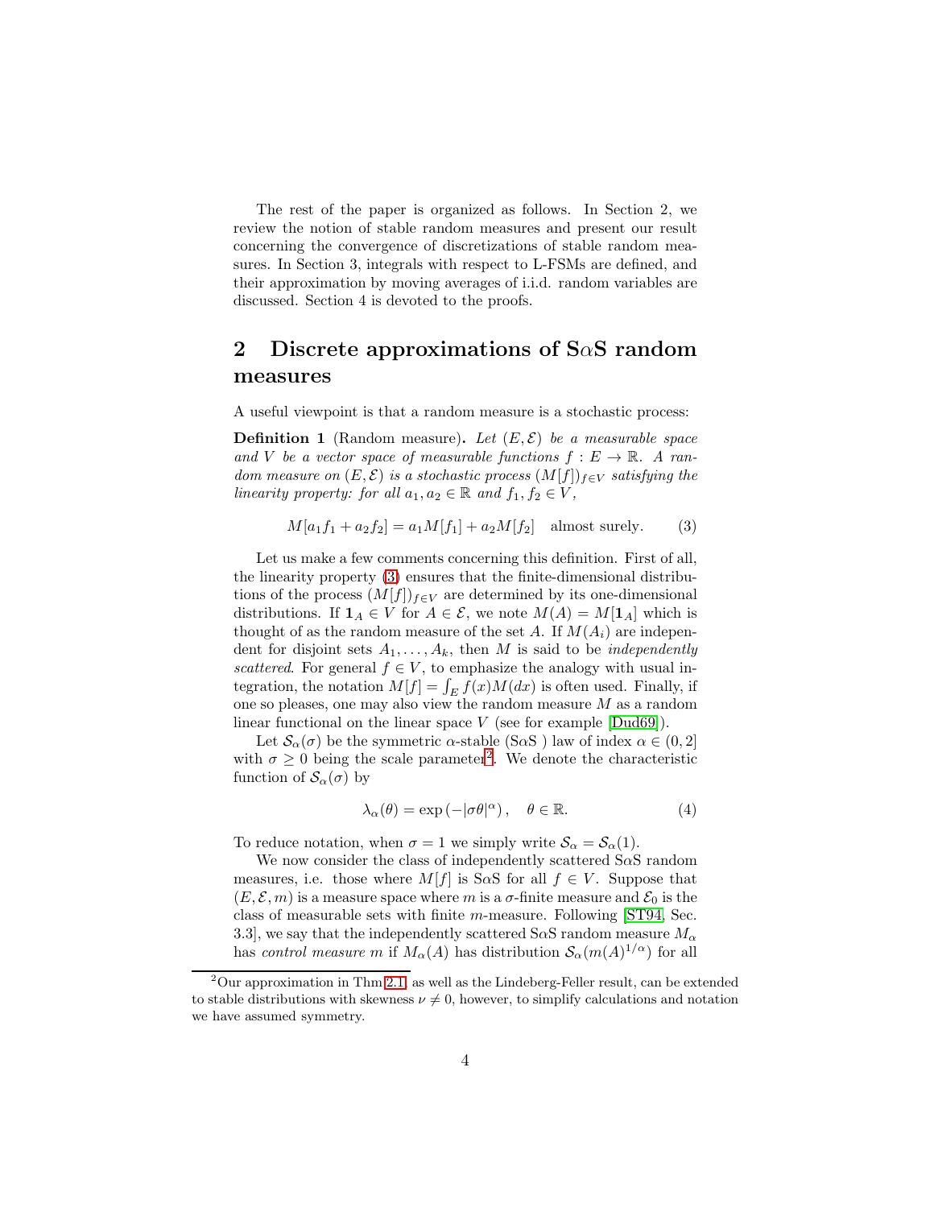The rest of the paper is organized as follows. In Section 2, we review the notion of stable random measures and present our result concerning the convergence of discretizations of stable random measures. In Section 3, integrals with respect to L-FSMs are defined, and their approximation by moving averages of i.i.d. random variables are discussed. Section 4 is devoted to the proofs.

## 2 Discrete approximations of S$\alpha$S random measures

A useful viewpoint is that a random measure is a stochastic process:

**Definition 1** (Random measure)**.** *Let $(E, \mathcal{E})$ be a measurable space and $V$ be a vector space of measurable functions $f : E \to \mathbb{R}$. A random measure on $(E, \mathcal{E})$ is a stochastic process $(M[f])_{f \in V}$ satisfying the linearity property: for all $a_1, a_2 \in \mathbb{R}$ and $f_1, f_2 \in V$,*

$$M[a_1 f_1 + a_2 f_2] = a_1 M[f_1] + a_2 M[f_2] \quad \text{almost surely.} \tag{3}$$

Let us make a few comments concerning this definition. First of all, the linearity property (3) ensures that the finite-dimensional distributions of the process $(M[f])_{f \in V}$ are determined by its one-dimensional distributions. If $\mathbf{1}_A \in V$ for $A \in \mathcal{E}$, we note $M(A) = M[\mathbf{1}_A]$ which is thought of as the random measure of the set $A$. If $M(A_i)$ are independent for disjoint sets $A_1, \ldots, A_k$, then $M$ is said to be *independently scattered*. For general $f \in V$, to emphasize the analogy with usual integration, the notation $M[f] = \int_E f(x) M(dx)$ is often used. Finally, if one so pleases, one may also view the random measure $M$ as a random linear functional on the linear space $V$ (see for example [Dud69]).

Let $\mathcal{S}_\alpha(\sigma)$ be the symmetric $\alpha$-stable (S$\alpha$S ) law of index $\alpha \in (0, 2]$ with $\sigma \geq 0$ being the scale parameter[2]. We denote the characteristic function of $\mathcal{S}_\alpha(\sigma)$ by

$$\lambda_\alpha(\theta) = \exp\left(-|\sigma\theta|^\alpha\right), \quad \theta \in \mathbb{R}. \tag{4}$$

To reduce notation, when $\sigma = 1$ we simply write $\mathcal{S}_\alpha = \mathcal{S}_\alpha(1)$.

We now consider the class of independently scattered S$\alpha$S random measures, i.e. those where $M[f]$ is S$\alpha$S for all $f \in V$. Suppose that $(E, \mathcal{E}, m)$ is a measure space where $m$ is a $\sigma$-finite measure and $\mathcal{E}_0$ is the class of measurable sets with finite $m$-measure. Following [ST94, Sec. 3.3], we say that the independently scattered S$\alpha$S random measure $M_\alpha$ has *control measure* $m$ if $M_\alpha(A)$ has distribution $\mathcal{S}_\alpha(m(A)^{1/\alpha})$ for all

[2] Our approximation in Thm 2.1 as well as the Lindeberg-Feller result, can be extended to stable distributions with skewness $\nu \neq 0$, however, to simplify calculations and notation we have assumed symmetry.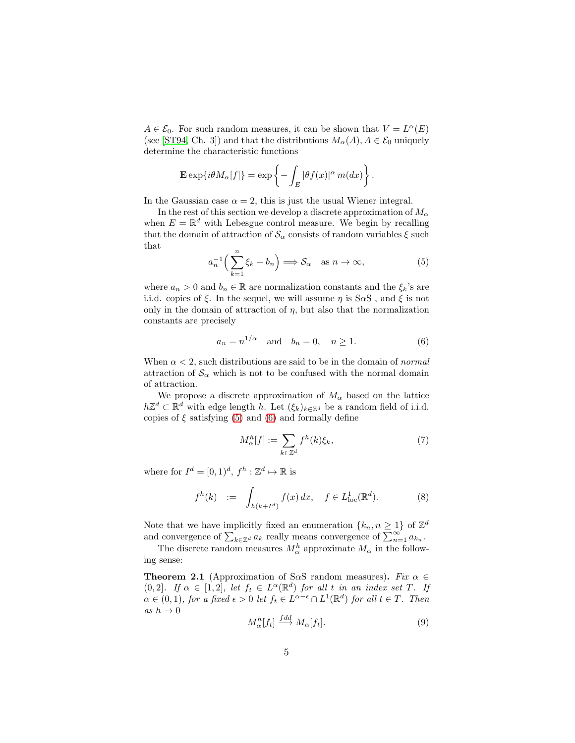$A \in \mathcal{E}_0$. For such random measures, it can be shown that $V = L^\alpha(E)$ (see [ST94, Ch. 3]) and that the distributions $M_\alpha(A), A \in \mathcal{E}_0$ uniquely determine the characteristic functions

$$\mathbf{E} \exp\{i\theta M_\alpha[f]\} = \exp\left\{-\int_E |\theta f(x)|^\alpha \, m(dx)\right\}.$$

In the Gaussian case $\alpha = 2$, this is just the usual Wiener integral.

In the rest of this section we develop a discrete approximation of $M_\alpha$ when $E = \mathbb{R}^d$ with Lebesgue control measure. We begin by recalling that the domain of attraction of $\mathcal{S}_\alpha$ consists of random variables $\xi$ such that

$$a_n^{-1}\Big(\sum_{k=1}^n \xi_k - b_n\Big) \Longrightarrow \mathcal{S}_\alpha \quad \text{as } n \to \infty, \tag{5}$$

where $a_n > 0$ and $b_n \in \mathbb{R}$ are normalization constants and the $\xi_k$'s are i.i.d. copies of $\xi$. In the sequel, we will assume $\eta$ is S$\alpha$S , and $\xi$ is not only in the domain of attraction of $\eta$, but also that the normalization constants are precisely

$$a_n = n^{1/\alpha} \quad \text{and} \quad b_n = 0, \quad n \geq 1. \tag{6}$$

When $\alpha < 2$, such distributions are said to be in the domain of *normal* attraction of $\mathcal{S}_\alpha$ which is not to be confused with the normal domain of attraction.

We propose a discrete approximation of $M_\alpha$ based on the lattice $h\mathbb{Z}^d \subset \mathbb{R}^d$ with edge length $h$. Let $(\xi_k)_{k\in\mathbb{Z}^d}$ be a random field of i.i.d. copies of $\xi$ satisfying (5) and (6) and formally define

$$M_\alpha^h[f] := \sum_{k\in\mathbb{Z}^d} f^h(k)\xi_k, \tag{7}$$

where for $I^d = [0,1)^d$, $f^h : \mathbb{Z}^d \mapsto \mathbb{R}$ is

$$f^h(k) \;\;:=\;\; \int_{h(k+I^d)} f(x)\,dx, \quad f \in L^1_{\text{loc}}(\mathbb{R}^d). \tag{8}$$

Note that we have implicitly fixed an enumeration $\{k_n, n \geq 1\}$ of $\mathbb{Z}^d$ and convergence of $\sum_{k\in\mathbb{Z}^d} a_k$ really means convergence of $\sum_{n=1}^\infty a_{k_n}$.

The discrete random measures $M_\alpha^h$ approximate $M_\alpha$ in the following sense:

**Theorem 2.1** (Approximation of S$\alpha$S random measures)**.** *Fix $\alpha \in (0,2]$. If $\alpha \in [1,2]$, let $f_t \in L^\alpha(\mathbb{R}^d)$ for all $t$ in an index set $T$. If $\alpha \in (0,1)$, for a fixed $\epsilon > 0$ let $f_t \in L^{\alpha-\epsilon} \cap L^1(\mathbb{R}^d)$ for all $t \in T$. Then as $h \to 0$*

$$M_\alpha^h[f_t] \xrightarrow{fdd} M_\alpha[f_t]. \tag{9}$$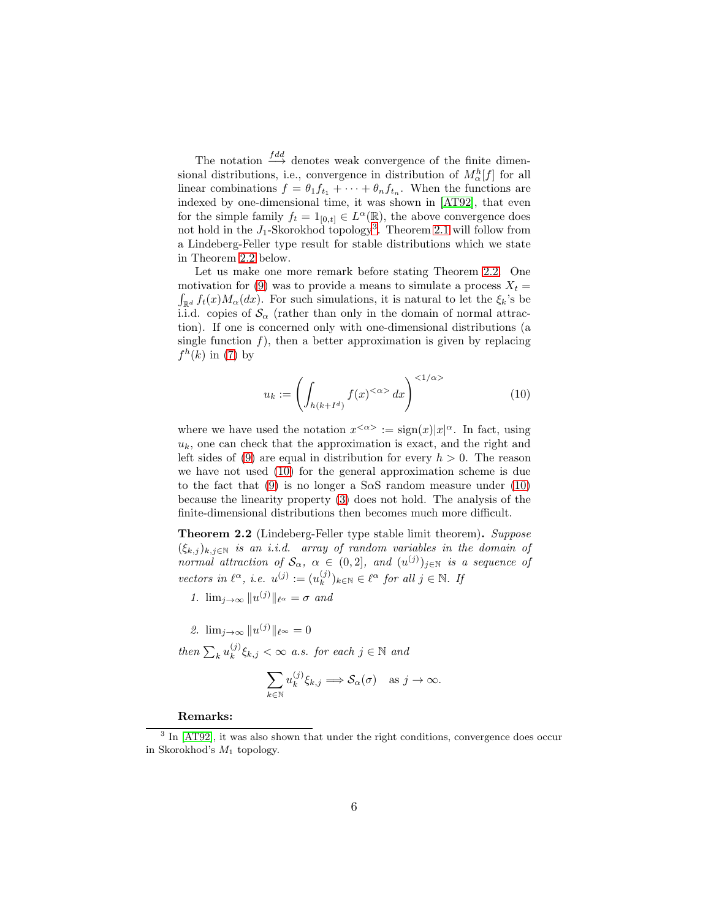The notation $\stackrel{fdd}{\longrightarrow}$ denotes weak convergence of the finite dimensional distributions, i.e., convergence in distribution of $M_\alpha^h[f]$ for all linear combinations $f = \theta_1 f_{t_1} + \cdots + \theta_n f_{t_n}$. When the functions are indexed by one-dimensional time, it was shown in [AT92], that even for the simple family $f_t = 1_{[0,t]} \in L^\alpha(\mathbb{R})$, the above convergence does not hold in the $J_1$-Skorokhod topology[3]. Theorem 2.1 will follow from a Lindeberg-Feller type result for stable distributions which we state in Theorem 2.2 below.

Let us make one more remark before stating Theorem 2.2. One motivation for (9) was to provide a means to simulate a process $X_t = \int_{\mathbb{R}^d} f_t(x) M_\alpha(dx)$. For such simulations, it is natural to let the $\xi_k$'s be i.i.d. copies of $\mathcal{S}_\alpha$ (rather than only in the domain of normal attraction). If one is concerned only with one-dimensional distributions (a single function $f$), then a better approximation is given by replacing $f^h(k)$ in (7) by

$$u_k := \left( \int_{h(k+I^d)} f(x)^{<\alpha>} \, dx \right)^{<1/\alpha>} \tag{10}$$

where we have used the notation $x^{<\alpha>} := \operatorname{sign}(x)|x|^\alpha$. In fact, using $u_k$, one can check that the approximation is exact, and the right and left sides of (9) are equal in distribution for every $h > 0$. The reason we have not used (10) for the general approximation scheme is due to the fact that (9) is no longer a S$\alpha$S random measure under (10) because the linearity property (3) does not hold. The analysis of the finite-dimensional distributions then becomes much more difficult.

**Theorem 2.2** (Lindeberg-Feller type stable limit theorem)**.** *Suppose $(\xi_{k,j})_{k,j\in\mathbb{N}}$ is an i.i.d. array of random variables in the domain of normal attraction of $\mathcal{S}_\alpha$, $\alpha \in (0,2]$, and $(u^{(j)})_{j\in\mathbb{N}}$ is a sequence of vectors in $\ell^\alpha$, i.e. $u^{(j)} := (u_k^{(j)})_{k\in\mathbb{N}} \in \ell^\alpha$ for all $j \in \mathbb{N}$. If*

1. $\lim_{j\to\infty} \|u^{(j)}\|_{\ell^\alpha} = \sigma$ *and*
2. $\lim_{j\to\infty} \|u^{(j)}\|_{\ell^\infty} = 0$

*then $\sum_k u_k^{(j)} \xi_{k,j} < \infty$ a.s. for each $j \in \mathbb{N}$ and*

$$\sum_{k\in\mathbb{N}} u_k^{(j)} \xi_{k,j} \Longrightarrow \mathcal{S}_\alpha(\sigma) \quad \text{as } j \to \infty.$$

**Remarks:**

[3] In [AT92], it was also shown that under the right conditions, convergence does occur in Skorokhod's $M_1$ topology.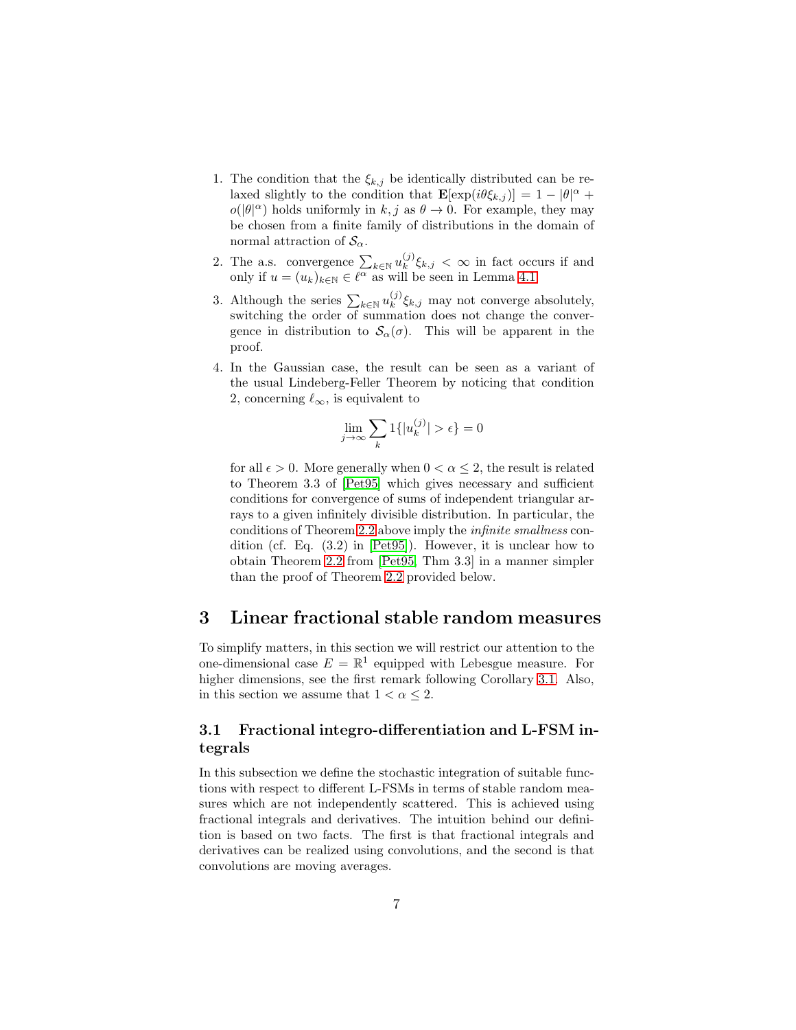1. The condition that the $\xi_{k,j}$ be identically distributed can be relaxed slightly to the condition that $\mathbf{E}[\exp(i\theta\xi_{k,j})] = 1 - |\theta|^\alpha + o(|\theta|^\alpha)$ holds uniformly in $k, j$ as $\theta \to 0$. For example, they may be chosen from a finite family of distributions in the domain of normal attraction of $\mathcal{S}_\alpha$.

2. The a.s. convergence $\sum_{k\in\mathbb{N}} u_k^{(j)}\xi_{k,j} < \infty$ in fact occurs if and only if $u = (u_k)_{k\in\mathbb{N}} \in \ell^\alpha$ as will be seen in Lemma 4.1.

3. Although the series $\sum_{k\in\mathbb{N}} u_k^{(j)}\xi_{k,j}$ may not converge absolutely, switching the order of summation does not change the convergence in distribution to $\mathcal{S}_\alpha(\sigma)$. This will be apparent in the proof.

4. In the Gaussian case, the result can be seen as a variant of the usual Lindeberg-Feller Theorem by noticing that condition 2, concerning $\ell_\infty$, is equivalent to

$$\lim_{j\to\infty} \sum_k 1\{|u_k^{(j)}| > \epsilon\} = 0$$

for all $\epsilon > 0$. More generally when $0 < \alpha \le 2$, the result is related to Theorem 3.3 of [Pet95] which gives necessary and sufficient conditions for convergence of sums of independent triangular arrays to a given infinitely divisible distribution. In particular, the conditions of Theorem 2.2 above imply the *infinite smallness* condition (cf. Eq. (3.2) in [Pet95]). However, it is unclear how to obtain Theorem 2.2 from [Pet95, Thm 3.3] in a manner simpler than the proof of Theorem 2.2 provided below.

# 3 Linear fractional stable random measures

To simplify matters, in this section we will restrict our attention to the one-dimensional case $E = \mathbb{R}^1$ equipped with Lebesgue measure. For higher dimensions, see the first remark following Corollary 3.1. Also, in this section we assume that $1 < \alpha \le 2$.

## 3.1 Fractional integro-differentiation and L-FSM integrals

In this subsection we define the stochastic integration of suitable functions with respect to different L-FSMs in terms of stable random measures which are not independently scattered. This is achieved using fractional integrals and derivatives. The intuition behind our definition is based on two facts. The first is that fractional integrals and derivatives can be realized using convolutions, and the second is that convolutions are moving averages.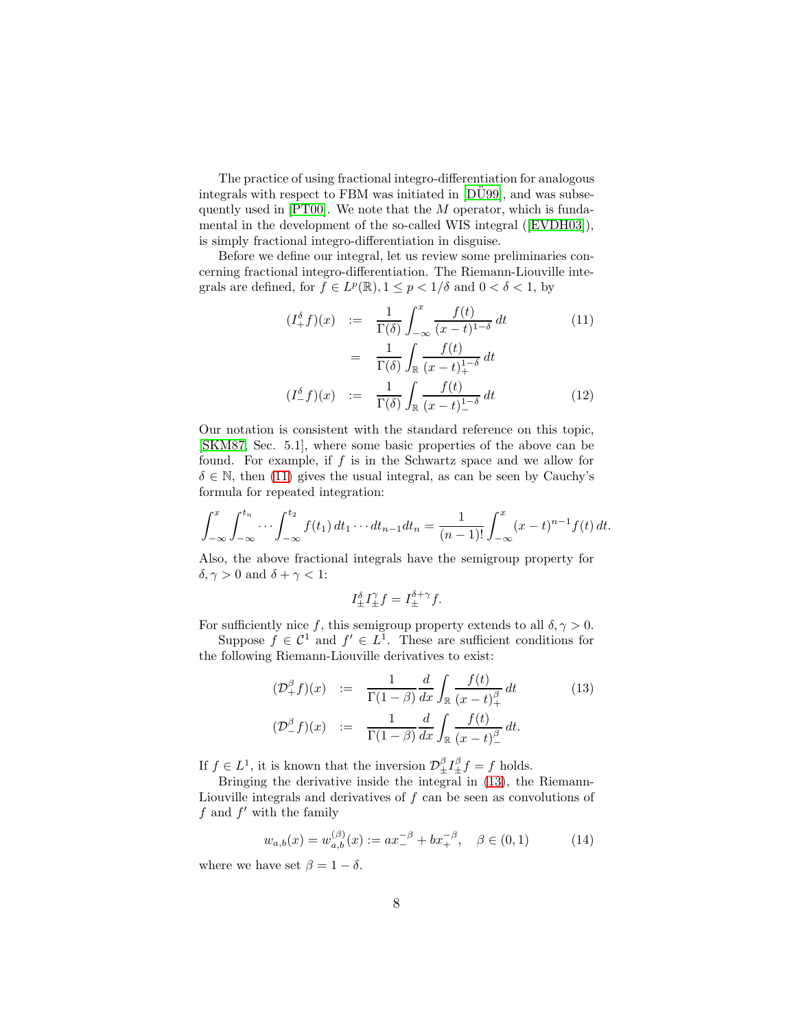The practice of using fractional integro-differentiation for analogous integrals with respect to FBM was initiated in [DÜ99], and was subsequently used in [PT00]. We note that the $M$ operator, which is fundamental in the development of the so-called WIS integral ([EVDH03]), is simply fractional integro-differentiation in disguise.

Before we define our integral, let us review some preliminaries concerning fractional integro-differentiation. The Riemann-Liouville integrals are defined, for $f \in L^p(\mathbb{R}), 1 \le p < 1/\delta$ and $0 < \delta < 1$, by

$$
\begin{aligned}
(I_+^\delta f)(x) &:= \frac{1}{\Gamma(\delta)} \int_{-\infty}^{x} \frac{f(t)}{(x-t)^{1-\delta}}\, dt \qquad (11)\\
&= \frac{1}{\Gamma(\delta)} \int_{\mathbb{R}} \frac{f(t)}{(x-t)_+^{1-\delta}}\, dt \\
(I_-^\delta f)(x) &:= \frac{1}{\Gamma(\delta)} \int_{\mathbb{R}} \frac{f(t)}{(x-t)_-^{1-\delta}}\, dt \qquad (12)
\end{aligned}
$$

Our notation is consistent with the standard reference on this topic, [SKM87, Sec. 5.1], where some basic properties of the above can be found. For example, if $f$ is in the Schwartz space and we allow for $\delta \in \mathbb{N}$, then (11) gives the usual integral, as can be seen by Cauchy's formula for repeated integration:

$$
\int_{-\infty}^{x} \int_{-\infty}^{t_n} \cdots \int_{-\infty}^{t_2} f(t_1)\, dt_1 \cdots dt_{n-1} dt_n = \frac{1}{(n-1)!} \int_{-\infty}^{x} (x-t)^{n-1} f(t)\, dt.
$$

Also, the above fractional integrals have the semigroup property for $\delta, \gamma > 0$ and $\delta + \gamma < 1$:

$$
I_\pm^\delta I_\pm^\gamma f = I_\pm^{\delta+\gamma} f.
$$

For sufficiently nice $f$, this semigroup property extends to all $\delta, \gamma > 0$.

Suppose $f \in \mathcal{C}^1$ and $f' \in L^1$. These are sufficient conditions for the following Riemann-Liouville derivatives to exist:

$$
\begin{aligned}
(\mathcal{D}_+^\beta f)(x) &:= \frac{1}{\Gamma(1-\beta)} \frac{d}{dx} \int_{\mathbb{R}} \frac{f(t)}{(x-t)_+^\beta}\, dt \qquad (13)\\
(\mathcal{D}_-^\beta f)(x) &:= \frac{1}{\Gamma(1-\beta)} \frac{d}{dx} \int_{\mathbb{R}} \frac{f(t)}{(x-t)_-^\beta}\, dt.
\end{aligned}
$$

If $f \in L^1$, it is known that the inversion $\mathcal{D}_\pm^\beta I_\pm^\beta f = f$ holds.

Bringing the derivative inside the integral in (13), the Riemann-Liouville integrals and derivatives of $f$ can be seen as convolutions of $f$ and $f'$ with the family

$$
w_{a,b}(x) = w_{a,b}^{(\beta)}(x) := a x_-^{-\beta} + b x_+^{-\beta}, \quad \beta \in (0,1) \qquad (14)
$$

where we have set $\beta = 1 - \delta$.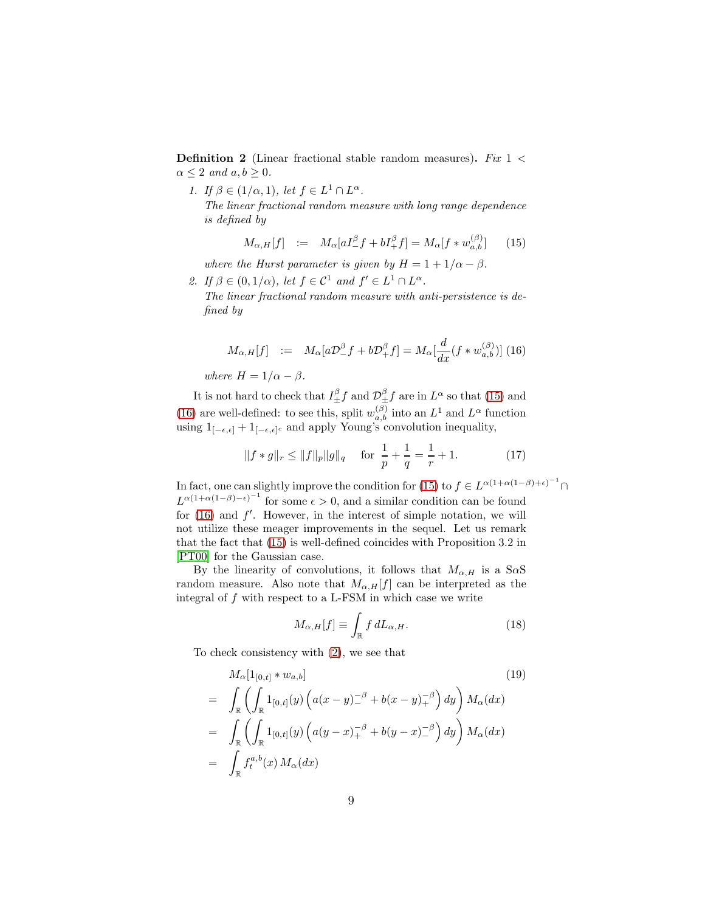**Definition 2** (Linear fractional stable random measures)**.** *Fix $1 < \alpha \leq 2$ and $a, b \geq 0$.*

1. *If $\beta \in (1/\alpha, 1)$, let $f \in L^1 \cap L^\alpha$.*
   *The linear fractional random measure with long range dependence is defined by*

$$M_{\alpha,H}[f] \quad := \quad M_\alpha[aI_-^\beta f + bI_+^\beta f] = M_\alpha[f * w_{a,b}^{(\beta)}] \tag{15}$$

   *where the Hurst parameter is given by $H = 1 + 1/\alpha - \beta$.*

2. *If $\beta \in (0, 1/\alpha)$, let $f \in \mathcal{C}^1$ and $f' \in L^1 \cap L^\alpha$.*
   *The linear fractional random measure with anti-persistence is defined by*

$$M_{\alpha,H}[f] \quad := \quad M_\alpha[a\mathcal{D}_-^\beta f + b\mathcal{D}_+^\beta f] = M_\alpha[\frac{d}{dx}(f * w_{a,b}^{(\beta)})] \tag{16}$$

   *where $H = 1/\alpha - \beta$.*

It is not hard to check that $I_\pm^\beta f$ and $\mathcal{D}_\pm^\beta f$ are in $L^\alpha$ so that (15) and (16) are well-defined: to see this, split $w_{a,b}^{(\beta)}$ into an $L^1$ and $L^\alpha$ function using $1_{[-\epsilon,\epsilon]} + 1_{[-\epsilon,\epsilon]^c}$ and apply Young's convolution inequality,

$$\|f * g\|_r \leq \|f\|_p \|g\|_q \quad \text{for } \frac{1}{p} + \frac{1}{q} = \frac{1}{r} + 1. \tag{17}$$

In fact, one can slightly improve the condition for (15) to $f \in L^{\alpha(1+\alpha(1-\beta)+\epsilon)^{-1}} \cap L^{\alpha(1+\alpha(1-\beta)-\epsilon)^{-1}}$ for some $\epsilon > 0$, and a similar condition can be found for (16) and $f'$. However, in the interest of simple notation, we will not utilize these meager improvements in the sequel. Let us remark that the fact that (15) is well-defined coincides with Proposition 3.2 in [PT00] for the Gaussian case.

By the linearity of convolutions, it follows that $M_{\alpha,H}$ is a S$\alpha$S random measure. Also note that $M_{\alpha,H}[f]$ can be interpreted as the integral of $f$ with respect to a L-FSM in which case we write

$$M_{\alpha,H}[f] \equiv \int_{\mathbb{R}} f \, dL_{\alpha,H}. \tag{18}$$

To check consistency with (2), we see that

$$\begin{aligned}
&M_\alpha[1_{[0,t]} * w_{a,b}] \qquad\qquad\qquad\qquad\qquad\qquad\qquad\qquad\qquad (19)\\
&= \int_{\mathbb{R}} \left( \int_{\mathbb{R}} 1_{[0,t]}(y) \left( a(x-y)_-^{-\beta} + b(x-y)_+^{-\beta} \right) dy \right) M_\alpha(dx) \\
&= \int_{\mathbb{R}} \left( \int_{\mathbb{R}} 1_{[0,t]}(y) \left( a(y-x)_+^{-\beta} + b(y-x)_-^{-\beta} \right) dy \right) M_\alpha(dx) \\
&= \int_{\mathbb{R}} f_t^{a,b}(x) \, M_\alpha(dx)
\end{aligned}$$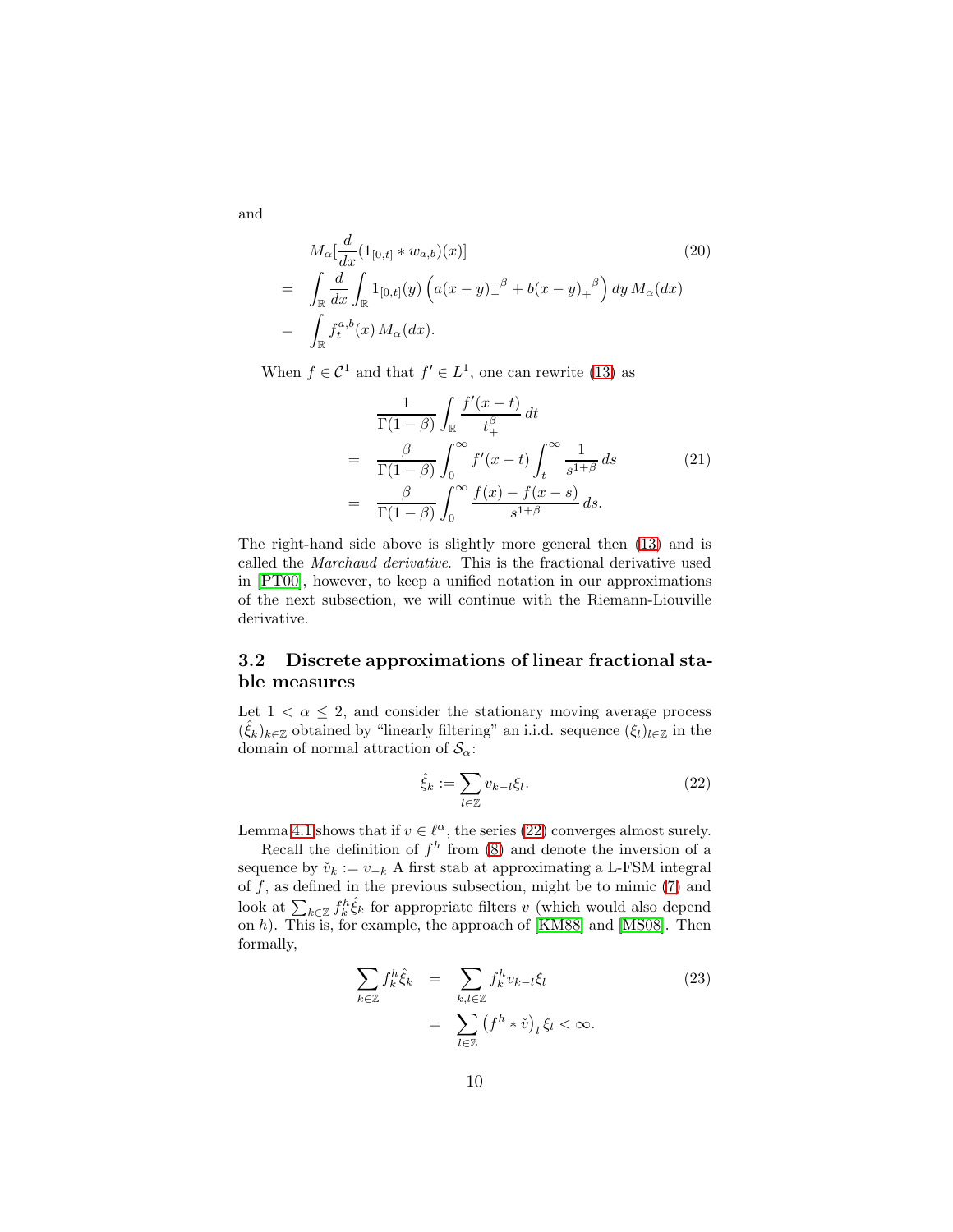and

$$
\begin{aligned}
& M_\alpha[\frac{d}{dx}(1_{[0,t]} * w_{a,b})(x)] \\
= \;& \int_{\mathbb{R}} \frac{d}{dx} \int_{\mathbb{R}} 1_{[0,t]}(y) \left( a(x-y)_-^{-\beta} + b(x-y)_+^{-\beta} \right) dy \, M_\alpha(dx) \\
= \;& \int_{\mathbb{R}} f_t^{a,b}(x) \, M_\alpha(dx).
\end{aligned} \tag{20}
$$

When $f \in \mathcal{C}^1$ and that $f' \in L^1$, one can rewrite (13) as

$$
\begin{aligned}
& \frac{1}{\Gamma(1-\beta)} \int_{\mathbb{R}} \frac{f'(x-t)}{t_+^\beta} \, dt \\
= \;& \frac{\beta}{\Gamma(1-\beta)} \int_0^\infty f'(x-t) \int_t^\infty \frac{1}{s^{1+\beta}} \, ds \\
= \;& \frac{\beta}{\Gamma(1-\beta)} \int_0^\infty \frac{f(x) - f(x-s)}{s^{1+\beta}} \, ds.
\end{aligned} \tag{21}
$$

The right-hand side above is slightly more general then (13) and is called the *Marchaud derivative*. This is the fractional derivative used in [PT00], however, to keep a unified notation in our approximations of the next subsection, we will continue with the Riemann-Liouville derivative.

### 3.2 Discrete approximations of linear fractional stable measures

Let $1 < \alpha \leq 2$, and consider the stationary moving average process $(\hat{\xi}_k)_{k \in \mathbb{Z}}$ obtained by "linearly filtering" an i.i.d. sequence $(\xi_l)_{l \in \mathbb{Z}}$ in the domain of normal attraction of $\mathcal{S}_\alpha$:

$$
\hat{\xi}_k := \sum_{l \in \mathbb{Z}} v_{k-l} \xi_l. \tag{22}
$$

Lemma 4.1 shows that if $v \in \ell^\alpha$, the series (22) converges almost surely.

Recall the definition of $f^h$ from (8) and denote the inversion of a sequence by $\check{v}_k := v_{-k}$ A first stab at approximating a L-FSM integral of $f$, as defined in the previous subsection, might be to mimic (7) and look at $\sum_{k \in \mathbb{Z}} f_k^h \hat{\xi}_k$ for appropriate filters $v$ (which would also depend on $h$). This is, for example, the approach of [KM88] and [MS08]. Then formally,

$$
\begin{aligned}
\sum_{k \in \mathbb{Z}} f_k^h \hat{\xi}_k &= \sum_{k,l \in \mathbb{Z}} f_k^h v_{k-l} \xi_l \\
&= \sum_{l \in \mathbb{Z}} \left( f^h * \check{v} \right)_l \xi_l < \infty.
\end{aligned} \tag{23}
$$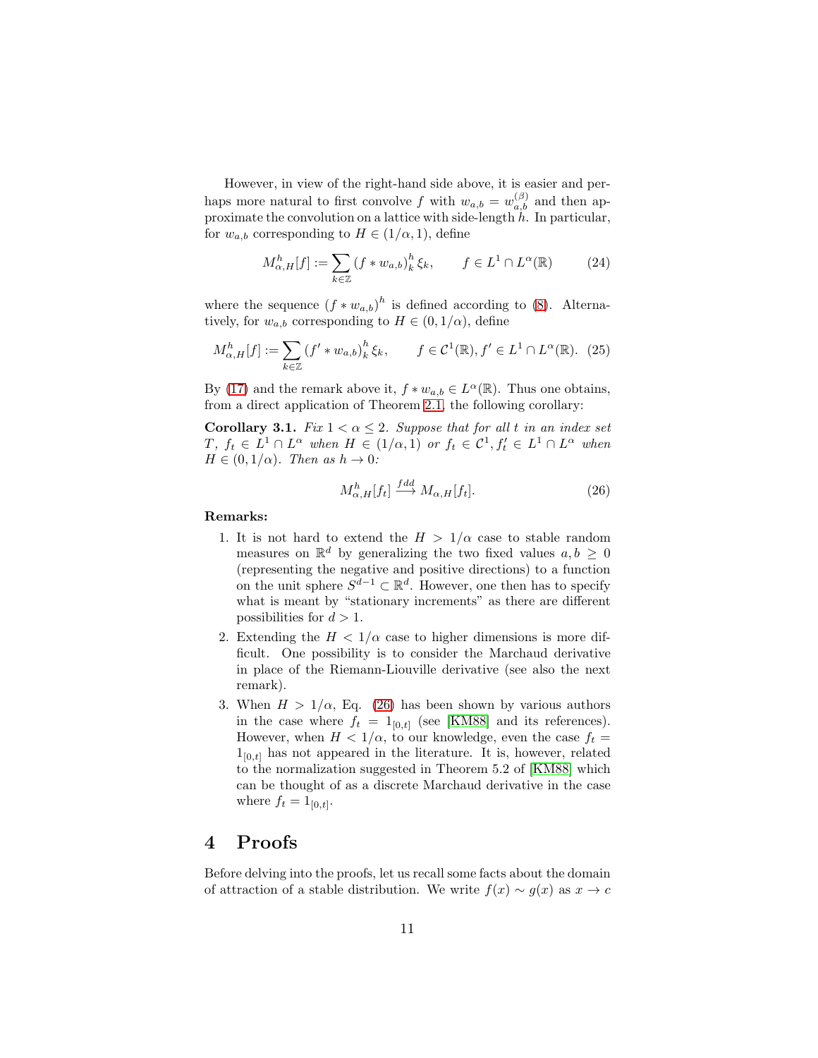However, in view of the right-hand side above, it is easier and perhaps more natural to first convolve $f$ with $w_{a,b} = w_{a,b}^{(\beta)}$ and then approximate the convolution on a lattice with side-length $h$. In particular, for $w_{a,b}$ corresponding to $H \in (1/\alpha, 1)$, define

$$M_{\alpha,H}^h[f] := \sum_{k\in\mathbb{Z}} (f * w_{a,b})_k^h \, \xi_k, \qquad f \in L^1 \cap L^\alpha(\mathbb{R}) \tag{24}$$

where the sequence $(f * w_{a,b})^h$ is defined according to (8). Alternatively, for $w_{a,b}$ corresponding to $H \in (0, 1/\alpha)$, define

$$M_{\alpha,H}^h[f] := \sum_{k\in\mathbb{Z}} (f' * w_{a,b})_k^h \, \xi_k, \qquad f \in \mathcal{C}^1(\mathbb{R}), f' \in L^1 \cap L^\alpha(\mathbb{R}). \tag{25}$$

By (17) and the remark above it, $f * w_{a,b} \in L^\alpha(\mathbb{R})$. Thus one obtains, from a direct application of Theorem 2.1, the following corollary:

**Corollary 3.1.** *Fix $1 < \alpha \le 2$. Suppose that for all $t$ in an index set $T$, $f_t \in L^1 \cap L^\alpha$ when $H \in (1/\alpha, 1)$ or $f_t \in \mathcal{C}^1, f_t' \in L^1 \cap L^\alpha$ when $H \in (0, 1/\alpha)$. Then as $h \to 0$:*

$$M_{\alpha,H}^h[f_t] \xrightarrow{fdd} M_{\alpha,H}[f_t]. \tag{26}$$

**Remarks:**

1. It is not hard to extend the $H > 1/\alpha$ case to stable random measures on $\mathbb{R}^d$ by generalizing the two fixed values $a, b \ge 0$ (representing the negative and positive directions) to a function on the unit sphere $S^{d-1} \subset \mathbb{R}^d$. However, one then has to specify what is meant by "stationary increments" as there are different possibilities for $d > 1$.
2. Extending the $H < 1/\alpha$ case to higher dimensions is more difficult. One possibility is to consider the Marchaud derivative in place of the Riemann-Liouville derivative (see also the next remark).
3. When $H > 1/\alpha$, Eq. (26) has been shown by various authors in the case where $f_t = 1_{[0,t]}$ (see [KM88] and its references). However, when $H < 1/\alpha$, to our knowledge, even the case $f_t = 1_{[0,t]}$ has not appeared in the literature. It is, however, related to the normalization suggested in Theorem 5.2 of [KM88] which can be thought of as a discrete Marchaud derivative in the case where $f_t = 1_{[0,t]}$.

# 4 Proofs

Before delving into the proofs, let us recall some facts about the domain of attraction of a stable distribution. We write $f(x) \sim g(x)$ as $x \to c$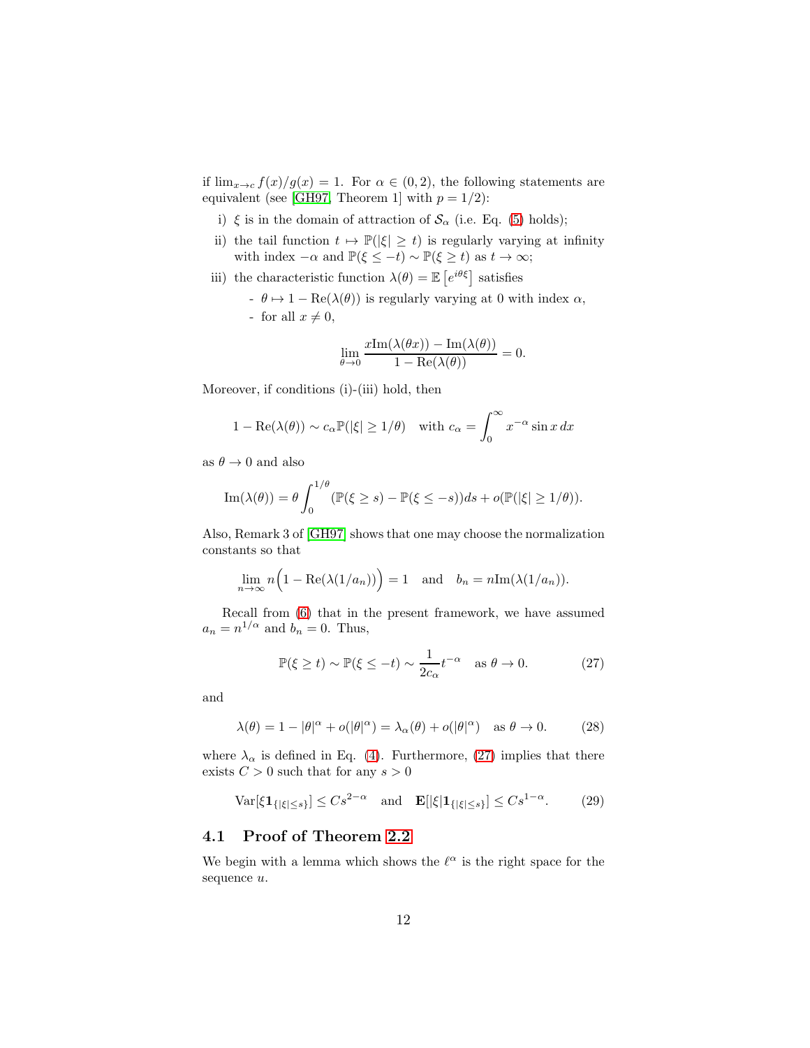if $\lim_{x\to c} f(x)/g(x) = 1$. For $\alpha \in (0,2)$, the following statements are equivalent (see [GH97, Theorem 1] with $p = 1/2$):

i) $\xi$ is in the domain of attraction of $\mathcal{S}_\alpha$ (i.e. Eq. (5) holds);

ii) the tail function $t \mapsto \mathbb{P}(|\xi| \geq t)$ is regularly varying at infinity with index $-\alpha$ and $\mathbb{P}(\xi \leq -t) \sim \mathbb{P}(\xi \geq t)$ as $t \to \infty$;

iii) the characteristic function $\lambda(\theta) = \mathbb{E}\left[e^{i\theta\xi}\right]$ satisfies

- $\theta \mapsto 1 - \mathrm{Re}(\lambda(\theta))$ is regularly varying at 0 with index $\alpha$,
- for all $x \neq 0$,

$$\lim_{\theta\to 0} \frac{x\mathrm{Im}(\lambda(\theta x)) - \mathrm{Im}(\lambda(\theta))}{1 - \mathrm{Re}(\lambda(\theta))} = 0.$$

Moreover, if conditions (i)-(iii) hold, then

$$1 - \mathrm{Re}(\lambda(\theta)) \sim c_\alpha \mathbb{P}(|\xi| \geq 1/\theta) \quad \text{with } c_\alpha = \int_0^\infty x^{-\alpha} \sin x \, dx$$

as $\theta \to 0$ and also

$$\mathrm{Im}(\lambda(\theta)) = \theta \int_0^{1/\theta} (\mathbb{P}(\xi \geq s) - \mathbb{P}(\xi \leq -s))ds + o(\mathbb{P}(|\xi| \geq 1/\theta)).$$

Also, Remark 3 of [GH97] shows that one may choose the normalization constants so that

$$\lim_{n\to\infty} n\Big(1 - \mathrm{Re}(\lambda(1/a_n))\Big) = 1 \quad \text{and} \quad b_n = n\mathrm{Im}(\lambda(1/a_n)).$$

Recall from (6) that in the present framework, we have assumed $a_n = n^{1/\alpha}$ and $b_n = 0$. Thus,

$$\mathbb{P}(\xi \geq t) \sim \mathbb{P}(\xi \leq -t) \sim \frac{1}{2c_\alpha} t^{-\alpha} \quad \text{as } \theta \to 0. \tag{27}$$

and

$$\lambda(\theta) = 1 - |\theta|^\alpha + o(|\theta|^\alpha) = \lambda_\alpha(\theta) + o(|\theta|^\alpha) \quad \text{as } \theta \to 0. \tag{28}$$

where $\lambda_\alpha$ is defined in Eq. (4). Furthermore, (27) implies that there exists $C > 0$ such that for any $s > 0$

$$\mathrm{Var}[\xi \mathbf{1}_{\{|\xi| \leq s\}}] \leq C s^{2-\alpha} \quad \text{and} \quad \mathbf{E}[|\xi| \mathbf{1}_{\{|\xi| \leq s\}}] \leq C s^{1-\alpha}. \tag{29}$$

## 4.1 Proof of Theorem 2.2

We begin with a lemma which shows the $\ell^\alpha$ is the right space for the sequence $u$.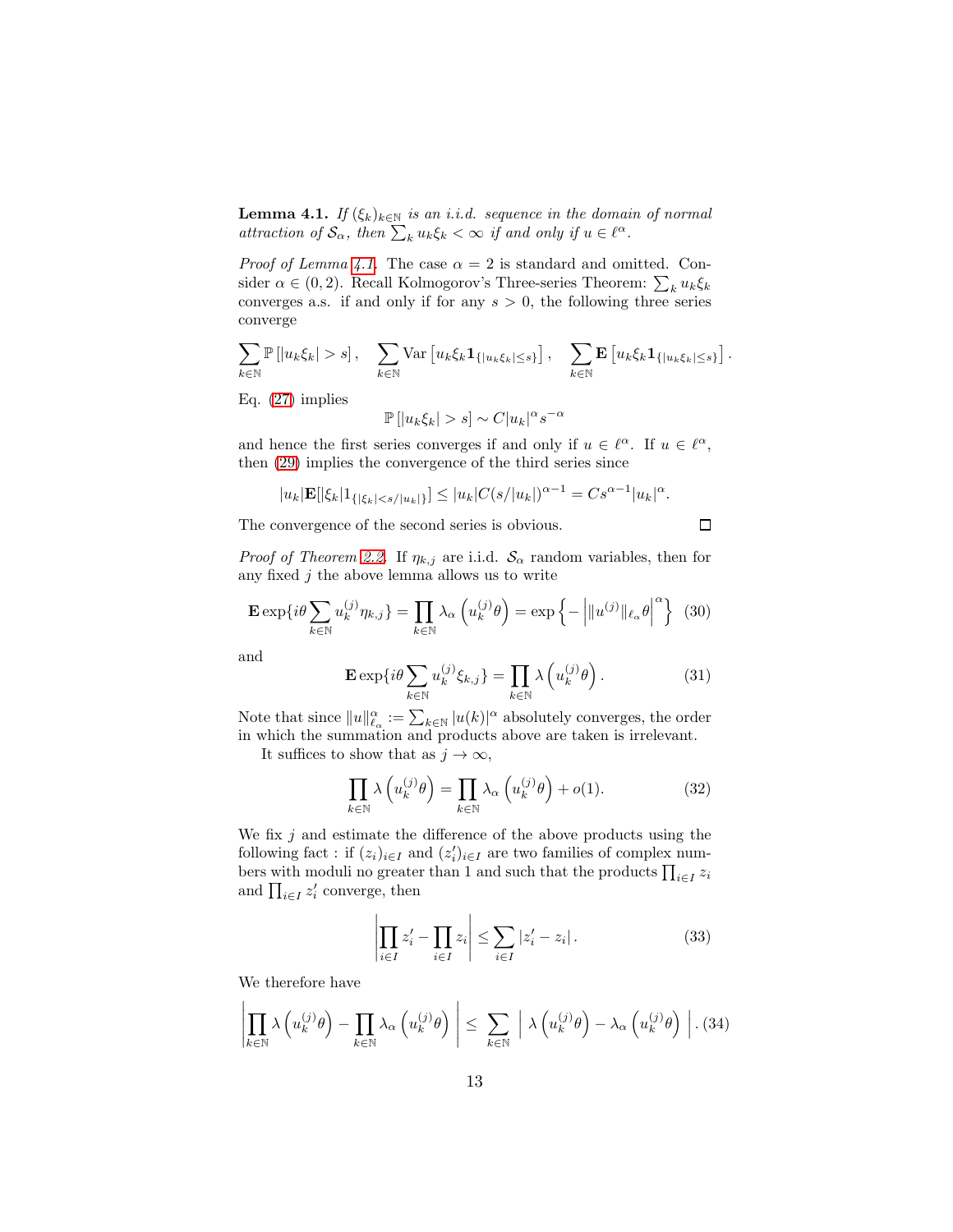**Lemma 4.1.** *If $(\xi_k)_{k\in\mathbb{N}}$ is an i.i.d. sequence in the domain of normal attraction of $\mathcal{S}_\alpha$, then $\sum_k u_k \xi_k < \infty$ if and only if $u \in \ell^\alpha$.*

*Proof of Lemma 4.1.* The case $\alpha = 2$ is standard and omitted. Consider $\alpha \in (0,2)$. Recall Kolmogorov's Three-series Theorem: $\sum_k u_k\xi_k$ converges a.s. if and only if for any $s > 0$, the following three series converge

$$\sum_{k\in\mathbb{N}} \mathbb{P}\left[|u_k\xi_k| > s\right], \quad \sum_{k\in\mathbb{N}} \mathrm{Var}\left[u_k\xi_k \mathbf{1}_{\{|u_k\xi_k|\le s\}}\right], \quad \sum_{k\in\mathbb{N}} \mathbf{E}\left[u_k\xi_k \mathbf{1}_{\{|u_k\xi_k|\le s\}}\right].$$

Eq. (27) implies

$$\mathbb{P}\left[|u_k\xi_k| > s\right] \sim C|u_k|^\alpha s^{-\alpha}$$

and hence the first series converges if and only if $u \in \ell^\alpha$. If $u \in \ell^\alpha$, then (29) implies the convergence of the third series since

$$|u_k|\mathbf{E}[|\xi_k| 1_{\{|\xi_k|<s/|u_k|\}}] \le |u_k| C(s/|u_k|)^{\alpha-1} = Cs^{\alpha-1}|u_k|^\alpha.$$

The convergence of the second series is obvious. $\square$

*Proof of Theorem 2.2.* If $\eta_{k,j}$ are i.i.d. $\mathcal{S}_\alpha$ random variables, then for any fixed $j$ the above lemma allows us to write

$$\mathbf{E}\exp\{i\theta\sum_{k\in\mathbb{N}} u_k^{(j)}\eta_{k,j}\} = \prod_{k\in\mathbb{N}} \lambda_\alpha\left(u_k^{(j)}\theta\right) = \exp\left\{-\left|\|u^{(j)}\|_{\ell_\alpha}\theta\right|^\alpha\right\} \quad (30)$$

and

$$\mathbf{E}\exp\{i\theta\sum_{k\in\mathbb{N}} u_k^{(j)}\xi_{k,j}\} = \prod_{k\in\mathbb{N}} \lambda\left(u_k^{(j)}\theta\right). \quad (31)$$

Note that since $\|u\|_{\ell_\alpha}^\alpha := \sum_{k\in\mathbb{N}} |u(k)|^\alpha$ absolutely converges, the order in which the summation and products above are taken is irrelevant.

It suffices to show that as $j \to \infty$,

$$\prod_{k\in\mathbb{N}} \lambda\left(u_k^{(j)}\theta\right) = \prod_{k\in\mathbb{N}} \lambda_\alpha\left(u_k^{(j)}\theta\right) + o(1). \quad (32)$$

We fix $j$ and estimate the difference of the above products using the following fact : if $(z_i)_{i\in I}$ and $(z_i')_{i\in I}$ are two families of complex numbers with moduli no greater than 1 and such that the products $\prod_{i\in I} z_i$ and $\prod_{i\in I} z_i'$ converge, then

$$\left|\prod_{i\in I} z_i' - \prod_{i\in I} z_i\right| \le \sum_{i\in I} |z_i' - z_i|. \quad (33)$$

We therefore have

$$\left|\prod_{k\in\mathbb{N}} \lambda\left(u_k^{(j)}\theta\right) - \prod_{k\in\mathbb{N}} \lambda_\alpha\left(u_k^{(j)}\theta\right)\right| \le \sum_{k\in\mathbb{N}} \left|\lambda\left(u_k^{(j)}\theta\right) - \lambda_\alpha\left(u_k^{(j)}\theta\right)\right|. \quad (34)$$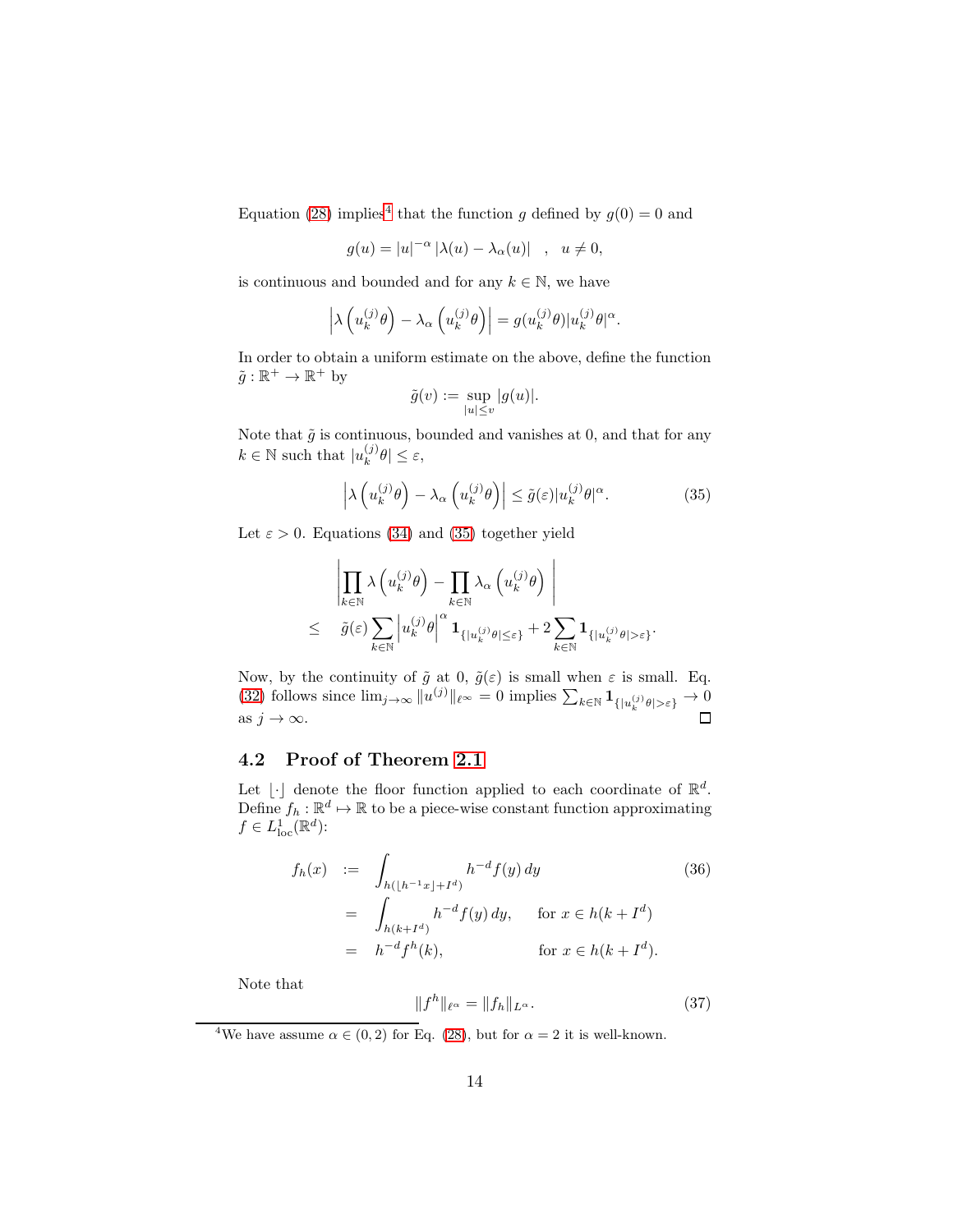Equation (28) implies[4] that the function $g$ defined by $g(0) = 0$ and

$$g(u) = |u|^{-\alpha} |\lambda(u) - \lambda_\alpha(u)| \quad , \quad u \neq 0,$$

is continuous and bounded and for any $k \in \mathbb{N}$, we have

$$\left|\lambda\left(u_k^{(j)}\theta\right) - \lambda_\alpha\left(u_k^{(j)}\theta\right)\right| = g(u_k^{(j)}\theta)|u_k^{(j)}\theta|^\alpha.$$

In order to obtain a uniform estimate on the above, define the function $\tilde{g} : \mathbb{R}^+ \to \mathbb{R}^+$ by

$$\tilde{g}(v) := \sup_{|u| \leq v} |g(u)|.$$

Note that $\tilde{g}$ is continuous, bounded and vanishes at 0, and that for any $k \in \mathbb{N}$ such that $|u_k^{(j)}\theta| \leq \varepsilon$,

$$\left|\lambda\left(u_k^{(j)}\theta\right) - \lambda_\alpha\left(u_k^{(j)}\theta\right)\right| \leq \tilde{g}(\varepsilon)|u_k^{(j)}\theta|^\alpha. \tag{35}$$

Let $\varepsilon > 0$. Equations (34) and (35) together yield

$$\begin{aligned} &\left|\prod_{k\in\mathbb{N}} \lambda\left(u_k^{(j)}\theta\right) - \prod_{k\in\mathbb{N}} \lambda_\alpha\left(u_k^{(j)}\theta\right)\right| \\ \leq \quad & \tilde{g}(\varepsilon)\sum_{k\in\mathbb{N}} \left|u_k^{(j)}\theta\right|^\alpha \mathbf{1}_{\{|u_k^{(j)}\theta| \leq \varepsilon\}} + 2\sum_{k\in\mathbb{N}} \mathbf{1}_{\{|u_k^{(j)}\theta| > \varepsilon\}}. \end{aligned}$$

Now, by the continuity of $\tilde{g}$ at 0, $\tilde{g}(\varepsilon)$ is small when $\varepsilon$ is small. Eq. (32) follows since $\lim_{j\to\infty} \|u^{(j)}\|_{\ell^\infty} = 0$ implies $\sum_{k\in\mathbb{N}} \mathbf{1}_{\{|u_k^{(j)}\theta|>\varepsilon\}} \to 0$ as $j \to \infty$. □

## 4.2 Proof of Theorem 2.1

Let $\lfloor\cdot\rfloor$ denote the floor function applied to each coordinate of $\mathbb{R}^d$. Define $f_h : \mathbb{R}^d \mapsto \mathbb{R}$ to be a piece-wise constant function approximating $f \in L^1_{\text{loc}}(\mathbb{R}^d)$:

$$\begin{aligned} f_h(x) \quad &:= \quad \int_{h(\lfloor h^{-1}x\rfloor + I^d)} h^{-d} f(y)\, dy \\ &= \quad \int_{h(k+I^d)} h^{-d} f(y)\, dy, \qquad \text{for } x \in h(k + I^d) \\ &= \quad h^{-d} f^h(k), \qquad\qquad\quad \text{for } x \in h(k + I^d). \end{aligned} \tag{36}$$

Note that

$$\|f^h\|_{\ell^\alpha} = \|f_h\|_{L^\alpha}. \tag{37}$$

[4] We have assume $\alpha \in (0, 2)$ for Eq. (28), but for $\alpha = 2$ it is well-known.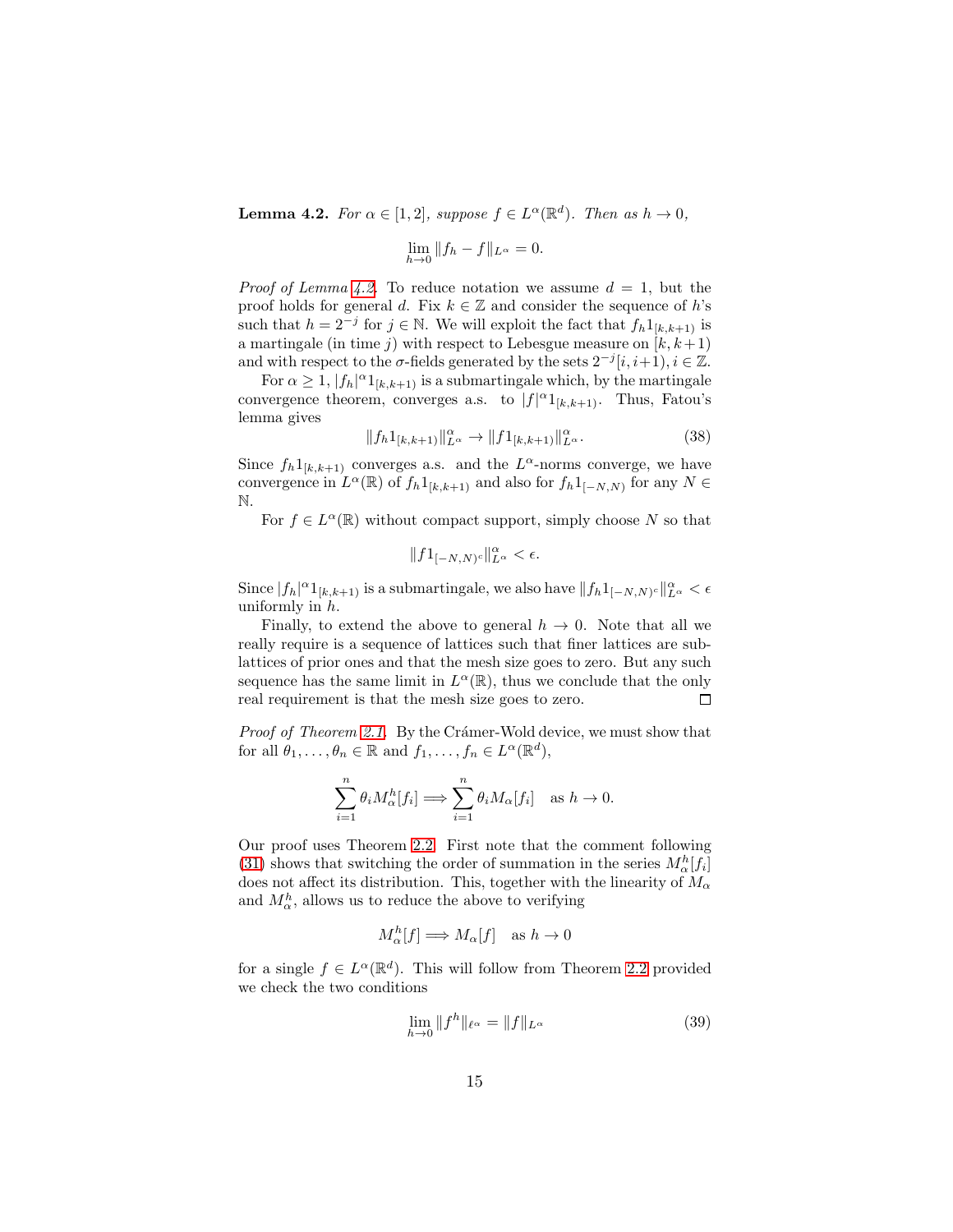**Lemma 4.2.** *For $\alpha \in [1, 2]$, suppose $f \in L^\alpha(\mathbb{R}^d)$. Then as $h \to 0$,*

$$\lim_{h \to 0} \|f_h - f\|_{L^\alpha} = 0.$$

*Proof of Lemma 4.2.* To reduce notation we assume $d = 1$, but the proof holds for general $d$. Fix $k \in \mathbb{Z}$ and consider the sequence of $h$'s such that $h = 2^{-j}$ for $j \in \mathbb{N}$. We will exploit the fact that $f_h 1_{[k,k+1)}$ is a martingale (in time $j$) with respect to Lebesgue measure on $[k, k+1)$ and with respect to the $\sigma$-fields generated by the sets $2^{-j}[i, i+1), i \in \mathbb{Z}$.

For $\alpha \geq 1$, $|f_h|^\alpha 1_{[k,k+1)}$ is a submartingale which, by the martingale convergence theorem, converges a.s. to $|f|^\alpha 1_{[k,k+1)}$. Thus, Fatou's lemma gives

$$\|f_h 1_{[k,k+1)}\|_{L^\alpha}^\alpha \to \|f 1_{[k,k+1)}\|_{L^\alpha}^\alpha. \tag{38}$$

Since $f_h 1_{[k,k+1)}$ converges a.s. and the $L^\alpha$-norms converge, we have convergence in $L^\alpha(\mathbb{R})$ of $f_h 1_{[k,k+1)}$ and also for $f_h 1_{[-N,N)}$ for any $N \in \mathbb{N}$.

For $f \in L^\alpha(\mathbb{R})$ without compact support, simply choose $N$ so that

$$\|f 1_{[-N,N)^c}\|_{L^\alpha}^\alpha < \epsilon.$$

Since $|f_h|^\alpha 1_{[k,k+1)}$ is a submartingale, we also have $\|f_h 1_{[-N,N)^c}\|_{L^\alpha}^\alpha < \epsilon$ uniformly in $h$.

Finally, to extend the above to general $h \to 0$. Note that all we really require is a sequence of lattices such that finer lattices are sublattices of prior ones and that the mesh size goes to zero. But any such sequence has the same limit in $L^\alpha(\mathbb{R})$, thus we conclude that the only real requirement is that the mesh size goes to zero. $\square$

*Proof of Theorem 2.1.* By the Crámer-Wold device, we must show that for all $\theta_1, \ldots, \theta_n \in \mathbb{R}$ and $f_1, \ldots, f_n \in L^\alpha(\mathbb{R}^d)$,

$$\sum_{i=1}^n \theta_i M_\alpha^h[f_i] \Longrightarrow \sum_{i=1}^n \theta_i M_\alpha[f_i] \quad \text{as } h \to 0.$$

Our proof uses Theorem 2.2. First note that the comment following (31) shows that switching the order of summation in the series $M_\alpha^h[f_i]$ does not affect its distribution. This, together with the linearity of $M_\alpha$ and $M_\alpha^h$, allows us to reduce the above to verifying

$$M_\alpha^h[f] \Longrightarrow M_\alpha[f] \quad \text{as } h \to 0$$

for a single $f \in L^\alpha(\mathbb{R}^d)$. This will follow from Theorem 2.2 provided we check the two conditions

$$\lim_{h \to 0} \|f^h\|_{\ell^\alpha} = \|f\|_{L^\alpha} \tag{39}$$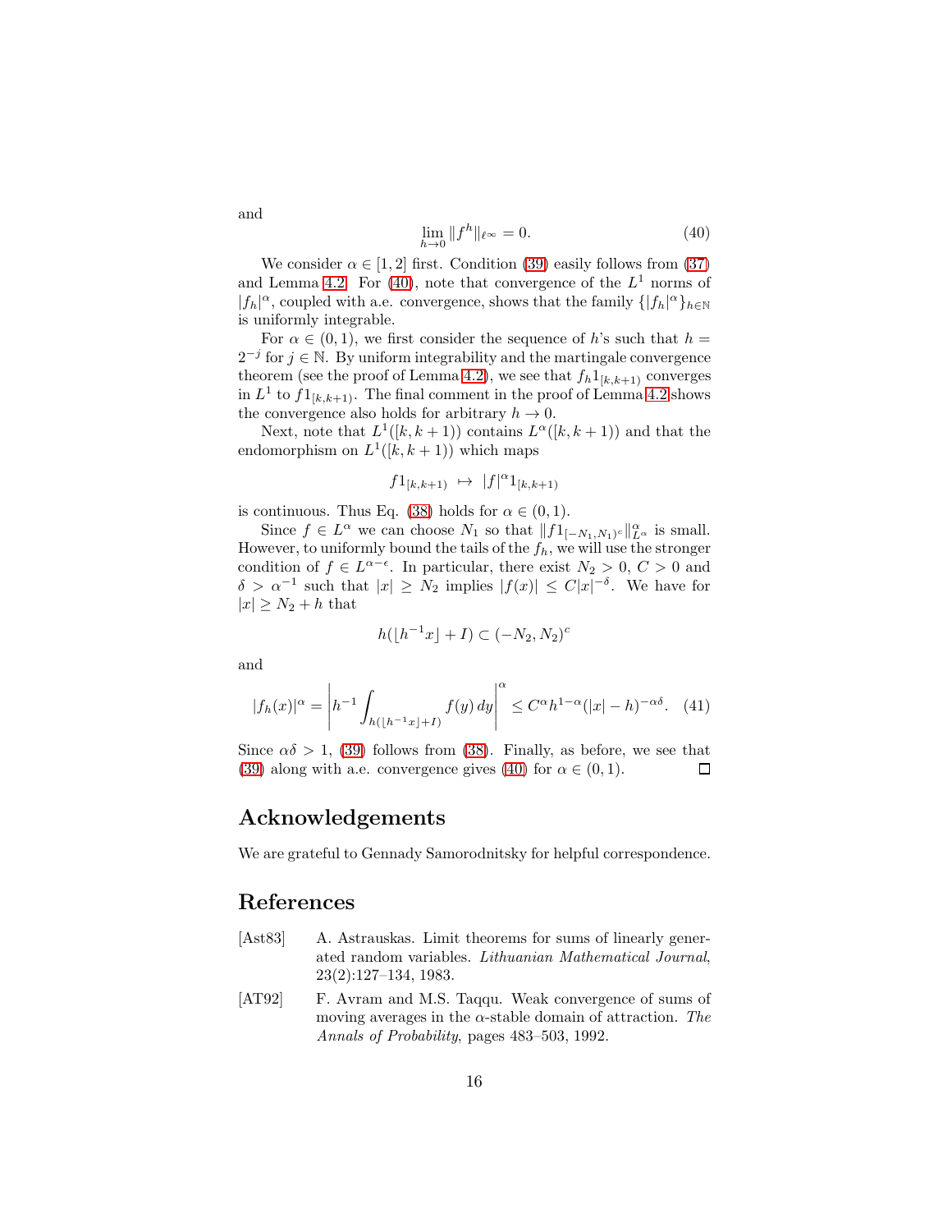and

$$\lim_{h\to 0} \|f^h\|_{\ell^\infty} = 0. \tag{40}$$

We consider $\alpha \in [1, 2]$ first. Condition (39) easily follows from (37) and Lemma 4.2. For (40), note that convergence of the $L^1$ norms of $|f_h|^\alpha$, coupled with a.e. convergence, shows that the family $\{|f_h|^\alpha\}_{h\in\mathbb{N}}$ is uniformly integrable.

For $\alpha \in (0, 1)$, we first consider the sequence of $h$'s such that $h = 2^{-j}$ for $j \in \mathbb{N}$. By uniform integrability and the martingale convergence theorem (see the proof of Lemma 4.2), we see that $f_h 1_{[k,k+1)}$ converges in $L^1$ to $f 1_{[k,k+1)}$. The final comment in the proof of Lemma 4.2 shows the convergence also holds for arbitrary $h \to 0$.

Next, note that $L^1([k, k+1))$ contains $L^\alpha([k, k+1))$ and that the endomorphism on $L^1([k, k+1))$ which maps

$$f 1_{[k,k+1)} \ \mapsto \ |f|^\alpha 1_{[k,k+1)}$$

is continuous. Thus Eq. (38) holds for $\alpha \in (0, 1)$.

Since $f \in L^\alpha$ we can choose $N_1$ so that $\|f 1_{[-N_1,N_1)^c}\|^\alpha_{L^\alpha}$ is small. However, to uniformly bound the tails of the $f_h$, we will use the stronger condition of $f \in L^{\alpha-\epsilon}$. In particular, there exist $N_2 > 0$, $C > 0$ and $\delta > \alpha^{-1}$ such that $|x| \geq N_2$ implies $|f(x)| \leq C|x|^{-\delta}$. We have for $|x| \geq N_2 + h$ that

$$h(\lfloor h^{-1}x\rfloor + I) \subset (-N_2, N_2)^c$$

and

$$|f_h(x)|^\alpha = \left| h^{-1} \int_{h(\lfloor h^{-1}x\rfloor + I)} f(y)\, dy \right|^\alpha \leq C^\alpha h^{1-\alpha} (|x| - h)^{-\alpha\delta}. \tag{41}$$

Since $\alpha\delta > 1$, (39) follows from (38). Finally, as before, we see that (39) along with a.e. convergence gives (40) for $\alpha \in (0, 1)$. □

## Acknowledgements

We are grateful to Gennady Samorodnitsky for helpful correspondence.

## References

[Ast83] A. Astrauskas. Limit theorems for sums of linearly generated random variables. *Lithuanian Mathematical Journal*, 23(2):127–134, 1983.

[AT92] F. Avram and M.S. Taqqu. Weak convergence of sums of moving averages in the $\alpha$-stable domain of attraction. *The Annals of Probability*, pages 483–503, 1992.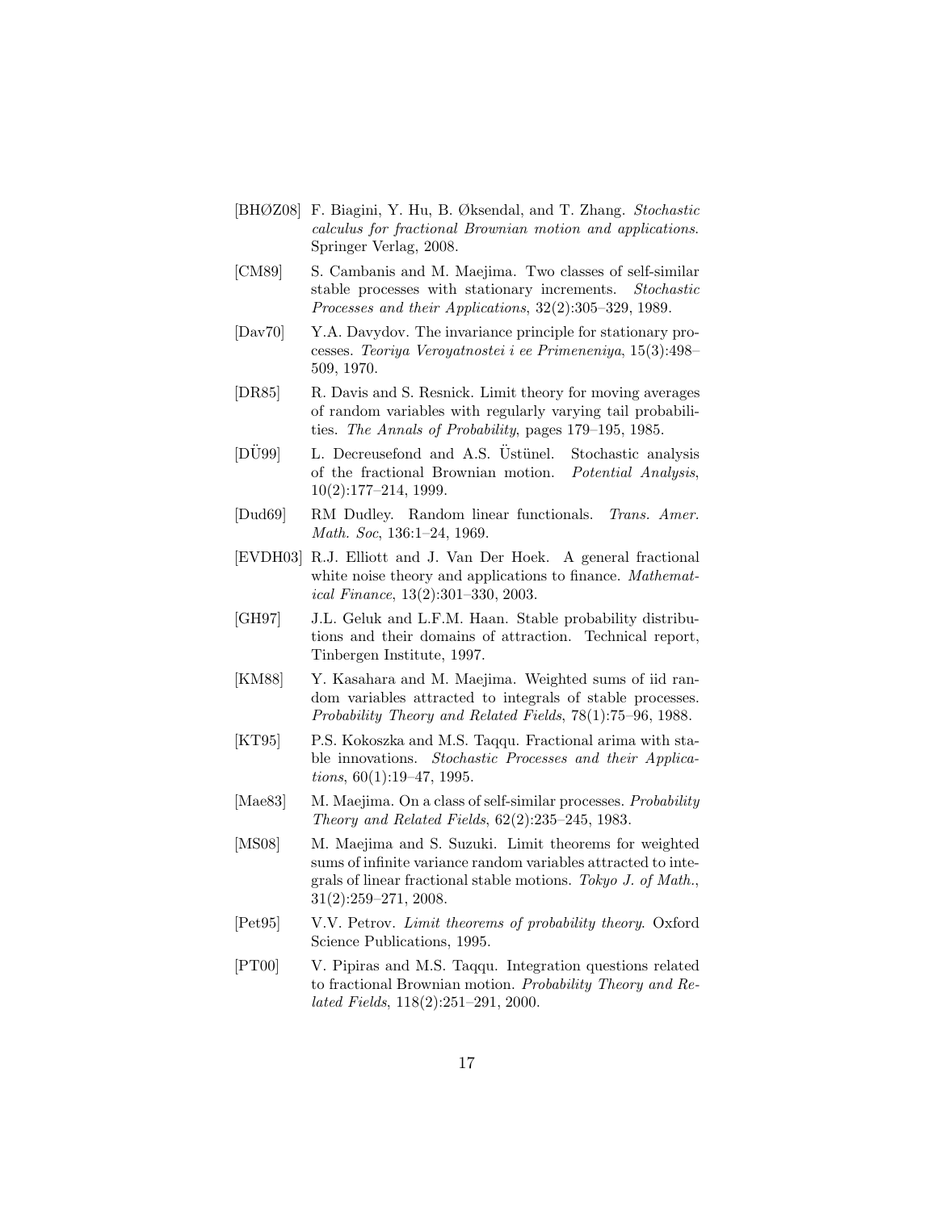[BHØZ08] F. Biagini, Y. Hu, B. Øksendal, and T. Zhang. *Stochastic calculus for fractional Brownian motion and applications*. Springer Verlag, 2008.

[CM89] S. Cambanis and M. Maejima. Two classes of self-similar stable processes with stationary increments. *Stochastic Processes and their Applications*, 32(2):305–329, 1989.

[Dav70] Y.A. Davydov. The invariance principle for stationary processes. *Teoriya Veroyatnostei i ee Primeneniya*, 15(3):498–509, 1970.

[DR85] R. Davis and S. Resnick. Limit theory for moving averages of random variables with regularly varying tail probabilities. *The Annals of Probability*, pages 179–195, 1985.

[DÜ99] L. Decreusefond and A.S. Üstünel. Stochastic analysis of the fractional Brownian motion. *Potential Analysis*, 10(2):177–214, 1999.

[Dud69] RM Dudley. Random linear functionals. *Trans. Amer. Math. Soc*, 136:1–24, 1969.

[EVDH03] R.J. Elliott and J. Van Der Hoek. A general fractional white noise theory and applications to finance. *Mathematical Finance*, 13(2):301–330, 2003.

[GH97] J.L. Geluk and L.F.M. Haan. Stable probability distributions and their domains of attraction. Technical report, Tinbergen Institute, 1997.

[KM88] Y. Kasahara and M. Maejima. Weighted sums of iid random variables attracted to integrals of stable processes. *Probability Theory and Related Fields*, 78(1):75–96, 1988.

[KT95] P.S. Kokoszka and M.S. Taqqu. Fractional arima with stable innovations. *Stochastic Processes and their Applications*, 60(1):19–47, 1995.

[Mae83] M. Maejima. On a class of self-similar processes. *Probability Theory and Related Fields*, 62(2):235–245, 1983.

[MS08] M. Maejima and S. Suzuki. Limit theorems for weighted sums of infinite variance random variables attracted to integrals of linear fractional stable motions. *Tokyo J. of Math.*, 31(2):259–271, 2008.

[Pet95] V.V. Petrov. *Limit theorems of probability theory*. Oxford Science Publications, 1995.

[PT00] V. Pipiras and M.S. Taqqu. Integration questions related to fractional Brownian motion. *Probability Theory and Related Fields*, 118(2):251–291, 2000.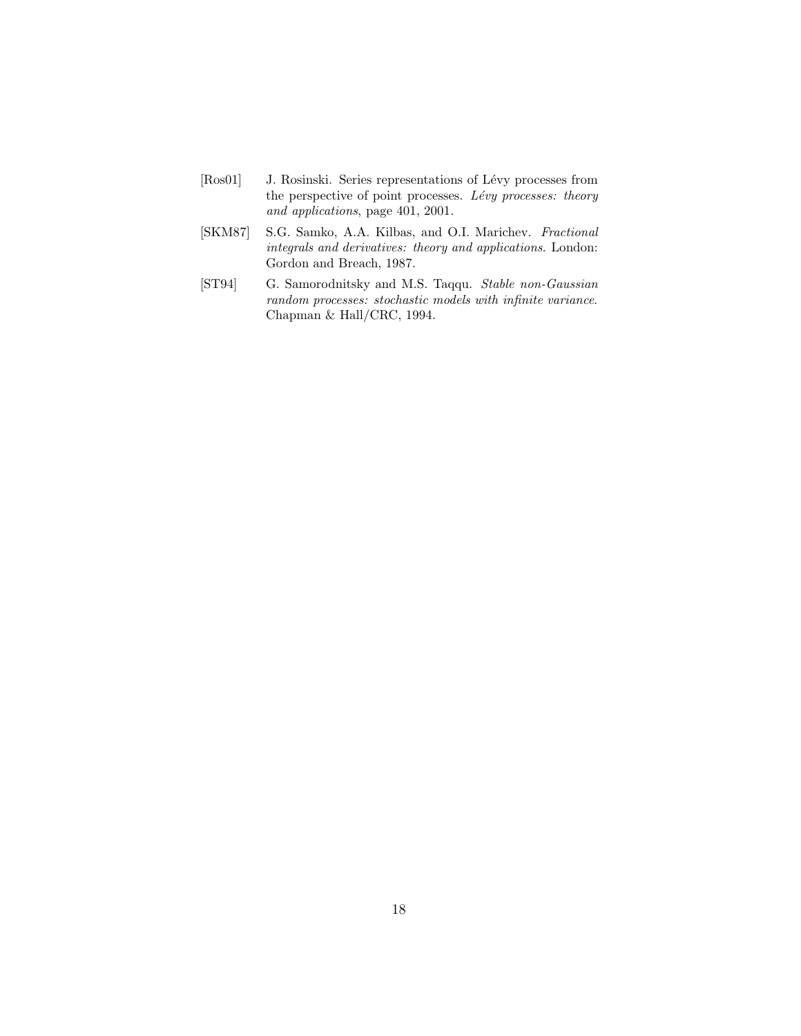[Ros01] J. Rosinski. Series representations of Lévy processes from the perspective of point processes. *Lévy processes: theory and applications*, page 401, 2001.

[SKM87] S.G. Samko, A.A. Kilbas, and O.I. Marichev. *Fractional integrals and derivatives: theory and applications*. London: Gordon and Breach, 1987.

[ST94] G. Samorodnitsky and M.S. Taqqu. *Stable non-Gaussian random processes: stochastic models with infinite variance*. Chapman & Hall/CRC, 1994.